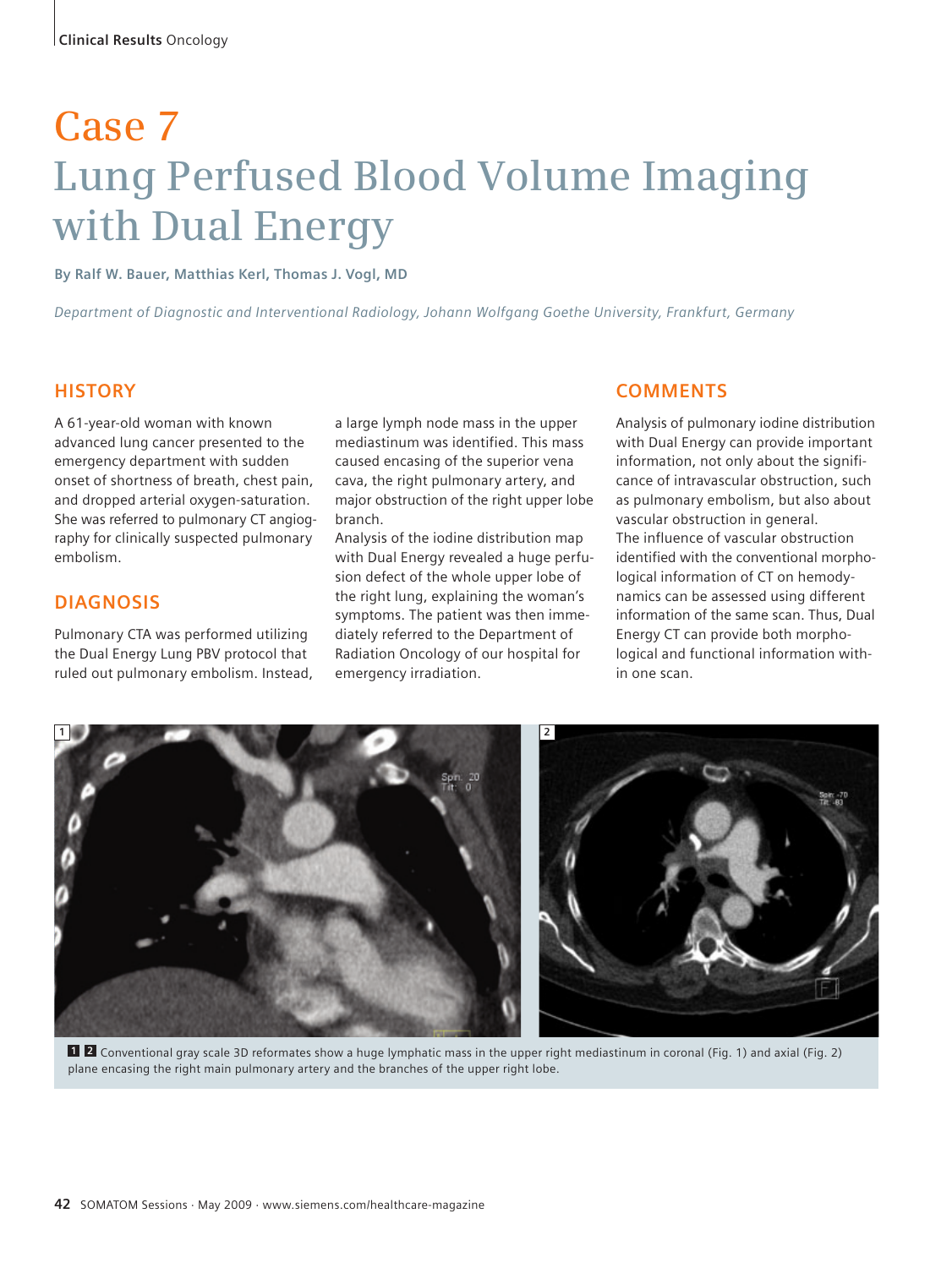# Case 7

# Lung Perfused Blood Volume Imaging with Dual Energy

**By Ralf W. Bauer, Matthias Kerl, Thomas J. Vogl, MD**

*Department of Diagnostic and Interventional Radiology, Johann Wolfgang Goethe University, Frankfurt, Germany*

## HISTORY

A 61-year-old woman with known advanced lung cancer presented to the emergency department with sudden onset of shortness of breath, chest pain, and dropped arterial oxygen-saturation. She was referred to pulmonary CT angiography for clinically suspected pulmonary embolism.

## DIAGNOSIS

Pulmonary CTA was performed utilizing the Dual Energy Lung PBV protocol that ruled out pulmonary embolism. Instead, a large lymph node mass in the upper mediastinum was identified. This mass caused encasing of the superior vena cava, the right pulmonary artery, and major obstruction of the right upper lobe branch.

Analysis of the iodine distribution map with Dual Energy revealed a huge perfusion defect of the whole upper lobe of the right lung, explaining the woman's symptoms. The patient was then immediately referred to the Department of Radiation Oncology of our hospital for emergency irradiation.

## COMMENTS

Analysis of pulmonary iodine distribution with Dual Energy can provide important information, not only about the significance of intravascular obstruction, such as pulmonary embolism, but also about vascular obstruction in general.

The influence of vascular obstruction identified with the conventional morphological information of CT on hemodynamics can be assessed using different information of the same scan. Thus, Dual Energy CT can provide both morphological and functional information within one scan.

**1 2** Conventional gray scale 3D reformates show a huge lymphatic mass in the upper right mediastinum in coronal (Fig. 1) and axial (Fig. 2) plane encasing the right main pulmonary artery and the branches of the upper right lobe.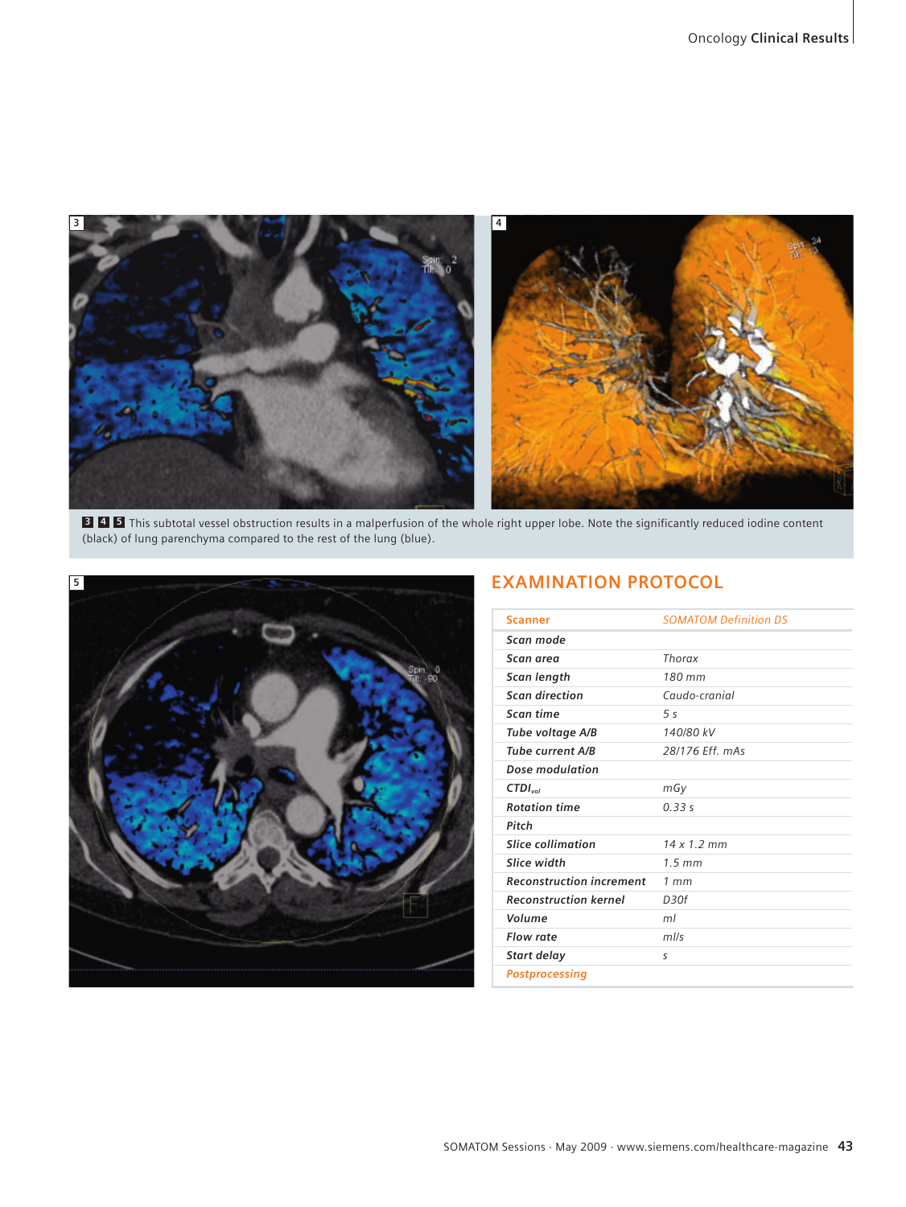3 4 5 This subtotal vessel obstruction results in a malperfusion of the whole right upper lobe. Note the significantly reduced iodine content (black) of lung parenchyma compared to the rest of the lung (blue).

## EXAMINATION PROTOCOL

| | |
|---|---|
| Scanner | SOMATOM Definition DS |
| Scan mode | |
| Scan area | Thorax |
| Scan length | 180 mm |
| Scan direction | Caudo-cranial |
| Scan time | 5 s |
| Tube voltage A/B | 140/80 kV |
| Tube current A/B | 28/176 Eff. mAs |
| Dose modulation | |
| $CTDI_{vol}$ | mGy |
| Rotation time | 0.33 s |
| Pitch | |
| Slice collimation | 14 x 1.2 mm |
| Slice width | 1.5 mm |
| Reconstruction increment | 1 mm |
| Reconstruction kernel | D30f |
| Volume | ml |
| Flow rate | ml/s |
| Start delay | s |
| Postprocessing | |